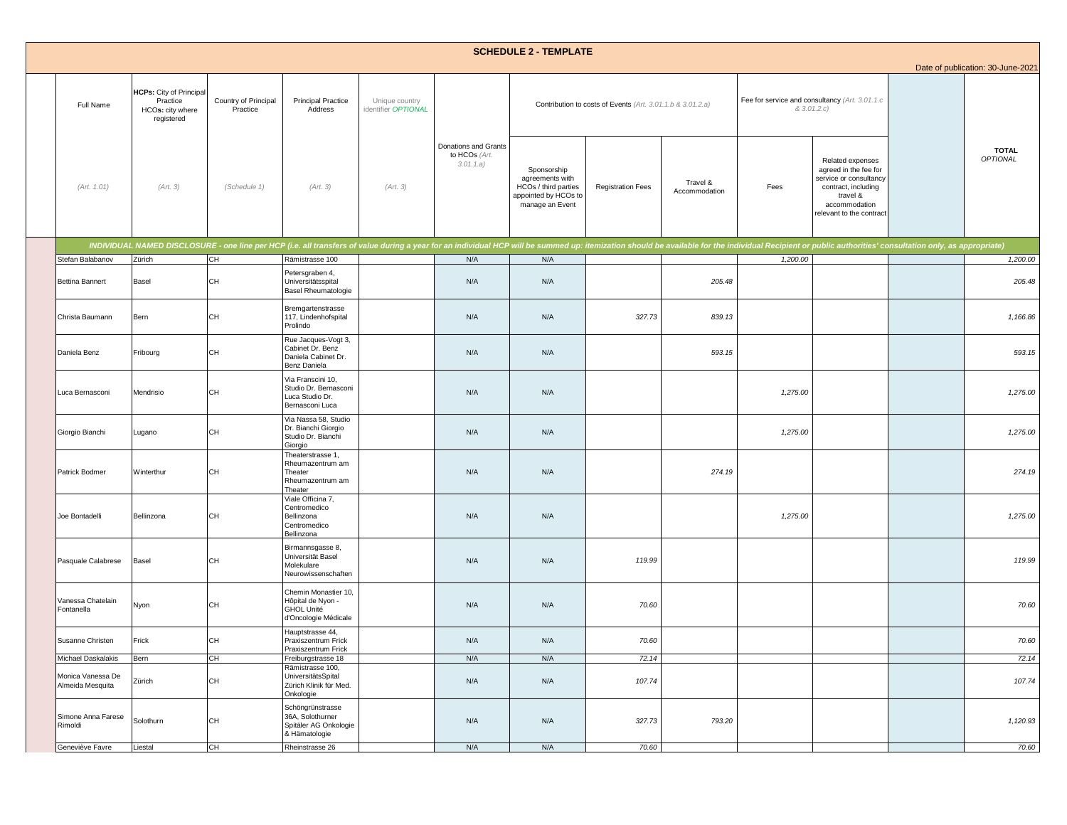# SCHEDULE 2 - TEMPLATE

Date of publication: 30-June-2021

| Full Name | HCPs: City of Principal Practice HCOs: city where registered | Country of Principal Practice | Principal Practice Address | Unique country identifier OPTIONAL | Donations and Grants to HCOs (Art. 3.01.1.a) | Contribution to costs of Events (Art. 3.01.1.b & 3.01.2.a) | | | Fee for service and consultancy (Art. 3.01.1.c & 3.01.2.c) | | | TOTAL OPTIONAL |
|---|---|---|---|---|---|---|---|---|---|---|---|---|
| | | | | | | Sponsorship agreements with HCOs / third parties appointed by HCOs to manage an Event | Registration Fees | Travel & Accommodation | Fees | Related expenses agreed in the fee for service or consultancy contract, including travel & accommodation relevant to the contract | | |
| (Art. 1.01) | (Art. 3) | (Schedule 1) | (Art. 3) | (Art. 3) | | | | | | | | |
| INDIVIDUAL NAMED DISCLOSURE - one line per HCP (i.e. all transfers of value during a year for an individual HCP will be summed up: itemization should be available for the individual Recipient or public authorities' consultation only, as appropriate) | | | | | | | | | | | | |
| Stefan Balabanov | Zürich | CH | Rämistrasse 100 | | N/A | N/A | | | 1,200.00 | | | 1,200.00 |
| Bettina Bannert | Basel | CH | Petersgraben 4, Universitätsspital Basel Rheumatologie | | N/A | N/A | | 205.48 | | | | 205.48 |
| Christa Baumann | Bern | CH | Bremgartenstrasse 117, Lindenhofspital Prolindo | | N/A | N/A | 327.73 | 839.13 | | | | 1,166.86 |
| Daniela Benz | Fribourg | CH | Rue Jacques-Vogt 3, Cabinet Dr. Benz Daniela Cabinet Dr. Benz Daniela | | N/A | N/A | | 593.15 | | | | 593.15 |
| Luca Bernasconi | Mendrisio | CH | Via Franscini 10, Studio Dr. Bernasconi Luca Studio Dr. Bernasconi Luca | | N/A | N/A | | | 1,275.00 | | | 1,275.00 |
| Giorgio Bianchi | Lugano | CH | Via Nassa 58, Studio Dr. Bianchi Giorgio Studio Dr. Bianchi Giorgio | | N/A | N/A | | | 1,275.00 | | | 1,275.00 |
| Patrick Bodmer | Winterthur | CH | Theaterstrasse 1, Rheumazentrum am Theater Rheumazentrum am Theater | | N/A | N/A | | 274.19 | | | | 274.19 |
| Joe Bontadelli | Bellinzona | CH | Viale Officina 7, Centromedico Bellinzona Centromedico Bellinzona | | N/A | N/A | | | 1,275.00 | | | 1,275.00 |
| Pasquale Calabrese | Basel | CH | Birmannsgasse 8, Universität Basel Molekulare Neurowissenschaften | | N/A | N/A | 119.99 | | | | | 119.99 |
| Vanessa Chatelain Fontanella | Nyon | CH | Chemin Monastier 10, Hôpital de Nyon - GHOL Unité d'Oncologie Médicale | | N/A | N/A | 70.60 | | | | | 70.60 |
| Susanne Christen | Frick | CH | Hauptstrasse 44, Praxiszentrum Frick Praxiszentrum Frick | | N/A | N/A | 70.60 | | | | | 70.60 |
| Michael Daskalakis | Bern | CH | Freiburgstrasse 18 | | N/A | N/A | 72.14 | | | | | 72.14 |
| Monica Vanessa De Almeida Mesquita | Zürich | CH | Rämistrasse 100, UniversitätsSpital Zürich Klinik für Med. Onkologie | | N/A | N/A | 107.74 | | | | | 107.74 |
| Simone Anna Farese Rimoldi | Solothurn | CH | Schöngrünstrasse 36A, Solothurner Spitäler AG Onkologie & Hämatologie | | N/A | N/A | 327.73 | 793.20 | | | | 1,120.93 |
| Geneviève Favre | Liestal | CH | Rheinstrasse 26 | | N/A | N/A | 70.60 | | | | | 70.60 |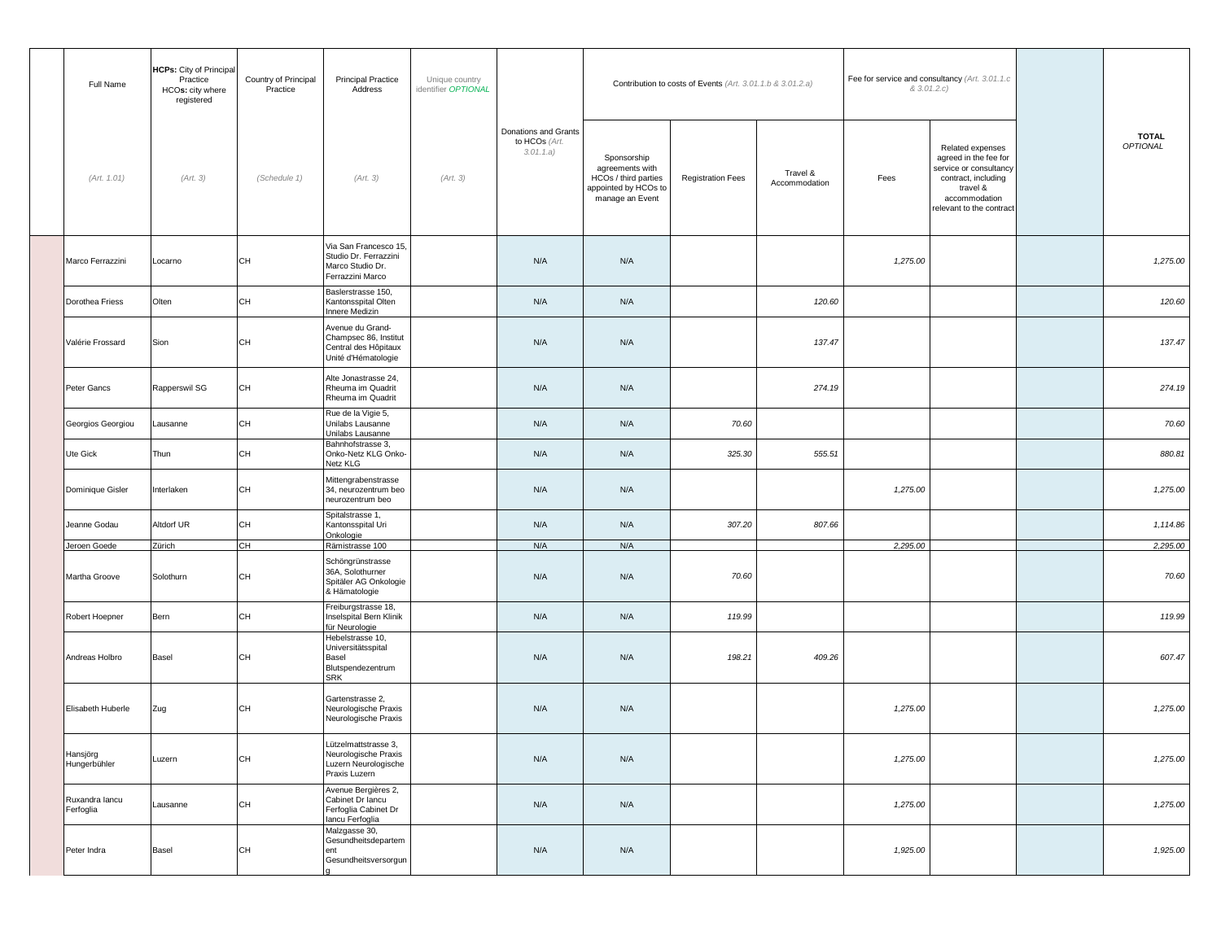| Full Name | HCPs: City of Principal Practice HCOs: city where registered | Country of Principal Practice | Principal Practice Address | Unique country identifier *OPTIONAL* | Donations and Grants to HCOs (Art. 3.01.1.a) | Contribution to costs of Events (Art. 3.01.1.b & 3.01.2.a) | | | Fee for service and consultancy (Art. 3.01.1.c & 3.01.2.c) | | | TOTAL *OPTIONAL* |
|---|---|---|---|---|---|---|---|---|---|---|---|---|
| (Art. 1.01) | (Art. 3) | (Schedule 1) | (Art. 3) | (Art. 3) | | Sponsorship agreements with HCOs / third parties appointed by HCOs to manage an Event | Registration Fees | Travel & Accommodation | Fees | Related expenses agreed in the fee for service or consultancy contract, including travel & accommodation relevant to the contract | | |
| Marco Ferrazzini | Locarno | CH | Via San Francesco 15, Studio Dr. Ferrazzini Marco Studio Dr. Ferrazzini Marco | | N/A | N/A | | | *1,275.00* | | | *1,275.00* |
| Dorothea Friess | Olten | CH | Baslerstrasse 150, Kantonsspital Olten Innere Medizin | | N/A | N/A | | *120.60* | | | | *120.60* |
| Valérie Frossard | Sion | CH | Avenue du Grand-Champsec 86, Institut Central des Hôpitaux Unité d'Hématologie | | N/A | N/A | | *137.47* | | | | *137.47* |
| Peter Gancs | Rapperswil SG | CH | Alte Jonastrasse 24, Rheuma im Quadrit Rheuma im Quadrit | | N/A | N/A | | *274.19* | | | | *274.19* |
| Georgios Georgiou | Lausanne | CH | Rue de la Vigie 5, Unilabs Lausanne Unilabs Lausanne | | N/A | N/A | *70.60* | | | | | *70.60* |
| Ute Gick | Thun | CH | Bahnhofstrasse 3, Onko-Netz KLG Onko-Netz KLG | | N/A | N/A | *325.30* | *555.51* | | | | *880.81* |
| Dominique Gisler | Interlaken | CH | Mittengrabenstrasse 34, neurozentrum beo neurozentrum beo | | N/A | N/A | | | *1,275.00* | | | *1,275.00* |
| Jeanne Godau | Altdorf UR | CH | Spitalstrasse 1, Kantonsspital Uri Onkologie | | N/A | N/A | *307.20* | *807.66* | | | | *1,114.86* |
| Jeroen Goede | Zürich | CH | Rämistrasse 100 | | N/A | N/A | | | *2,295.00* | | | *2,295.00* |
| Martha Groove | Solothurn | CH | Schöngrünstrasse 36A, Solothurner Spitäler AG Onkologie & Hämatologie | | N/A | N/A | *70.60* | | | | | *70.60* |
| Robert Hoepner | Bern | CH | Freiburgstrasse 18, Inselspital Bern Klinik für Neurologie | | N/A | N/A | *119.99* | | | | | *119.99* |
| Andreas Holbro | Basel | CH | Hebelstrasse 10, Universitätsspital Basel Blutspendezentrum SRK | | N/A | N/A | *198.21* | *409.26* | | | | *607.47* |
| Elisabeth Huberle | Zug | CH | Gartenstrasse 2, Neurologische Praxis Neurologische Praxis | | N/A | N/A | | | *1,275.00* | | | *1,275.00* |
| Hansjörg Hungerbühler | Luzern | CH | Lützelmattstrasse 3, Neurologische Praxis Luzern Neurologische Praxis Luzern | | N/A | N/A | | | *1,275.00* | | | *1,275.00* |
| Ruxandra Iancu Ferfoglia | Lausanne | CH | Avenue Bergières 2, Cabinet Dr Iancu Ferfoglia Cabinet Dr Iancu Ferfoglia | | N/A | N/A | | | *1,275.00* | | | *1,275.00* |
| Peter Indra | Basel | CH | Malzgasse 30, Gesundheitsdepartement Gesundheitsversorgung | | N/A | N/A | | | *1,925.00* | | | *1,925.00* |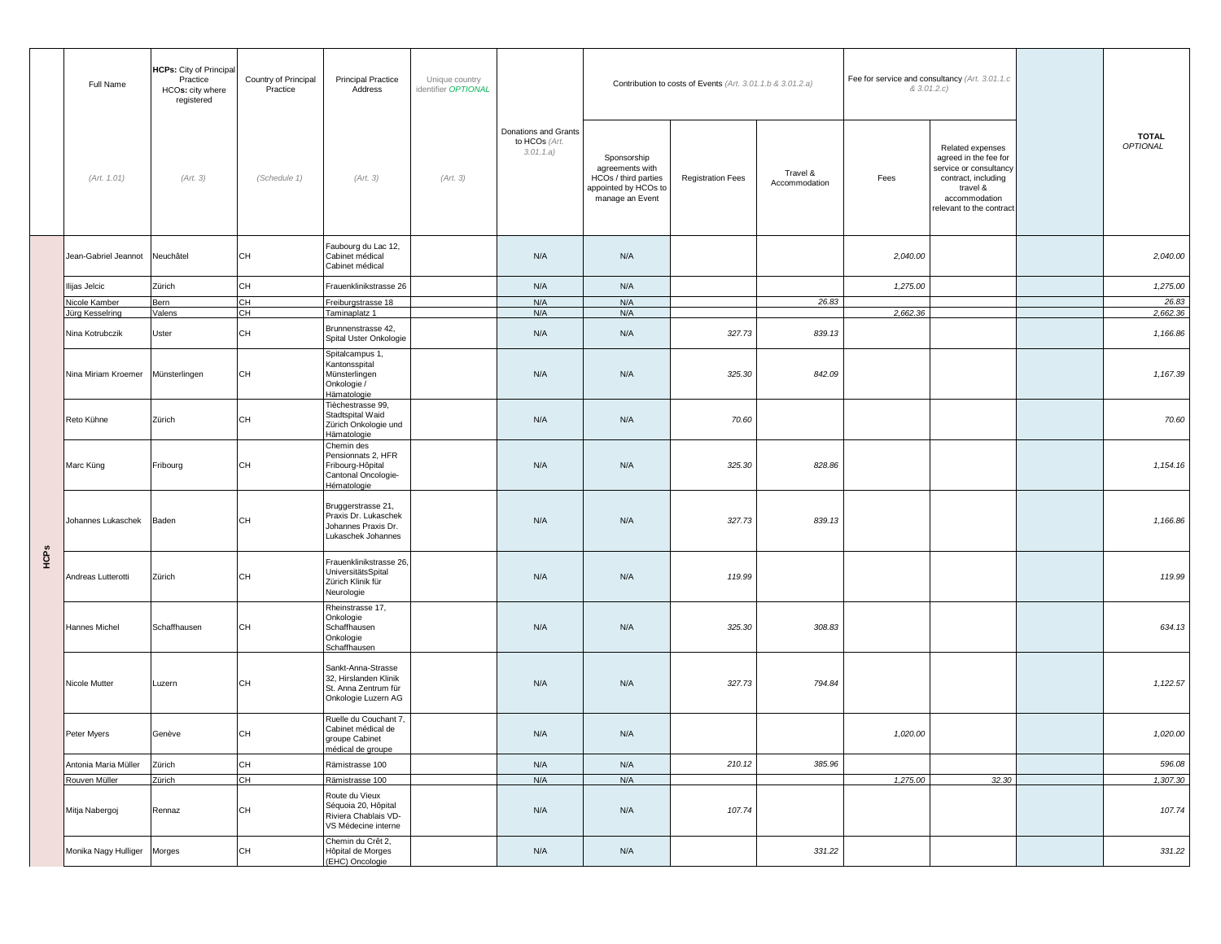| | Full Name | HCPs: City of Principal Practice HCOs: city where registered | Country of Principal Practice | Principal Practice Address | Unique country identifier OPTIONAL | Donations and Grants to HCOs (Art. 3.01.1.a) | Contribution to costs of Events (Art. 3.01.1.b & 3.01.2.a) | | | Fee for service and consultancy (Art. 3.01.1.c & 3.01.2.c) | | | TOTAL OPTIONAL |
|---|---|---|---|---|---|---|---|---|---|---|---|---|---|
| | (Art. 1.01) | (Art. 3) | (Schedule 1) | (Art. 3) | (Art. 3) | | Sponsorship agreements with HCOs / third parties appointed by HCOs to manage an Event | Registration Fees | Travel & Accommodation | Fees | Related expenses agreed in the fee for service or consultancy contract, including travel & accommodation relevant to the contract | | |
| HCPs | Jean-Gabriel Jeannot | Neuchâtel | CH | Faubourg du Lac 12, Cabinet médical Cabinet médical | | N/A | N/A | | | 2,040.00 | | | 2,040.00 |
| HCPs | Ilijas Jelcic | Zürich | CH | Frauenklinikstrasse 26 | | N/A | N/A | | | 1,275.00 | | | 1,275.00 |
| HCPs | Nicole Kamber | Bern | CH | Freiburgstrasse 18 | | N/A | N/A | | 26.83 | | | | 26.83 |
| HCPs | Jürg Kesselring | Valens | CH | Taminaplatz 1 | | N/A | N/A | | | 2,662.36 | | | 2,662.36 |
| HCPs | Nina Kotrubczik | Uster | CH | Brunnenstrasse 42, Spital Uster Onkologie | | N/A | N/A | 327.73 | 839.13 | | | | 1,166.86 |
| HCPs | Nina Miriam Kroemer | Münsterlingen | CH | Spitalcampus 1, Kantonsspital Münsterlingen Onkologie / Hämatologie | | N/A | N/A | 325.30 | 842.09 | | | | 1,167.39 |
| HCPs | Reto Kühne | Zürich | CH | Tièchestrasse 99, Stadtspital Waid Zürich Onkologie und Hämatologie | | N/A | N/A | 70.60 | | | | | 70.60 |
| HCPs | Marc Küng | Fribourg | CH | Chemin des Pensionnats 2, HFR Fribourg-Hôpital Cantonal Oncologie-Hématologie | | N/A | N/A | 325.30 | 828.86 | | | | 1,154.16 |
| HCPs | Johannes Lukaschek | Baden | CH | Bruggerstrasse 21, Praxis Dr. Lukaschek Johannes Praxis Dr. Lukaschek Johannes | | N/A | N/A | 327.73 | 839.13 | | | | 1,166.86 |
| HCPs | Andreas Lutterotti | Zürich | CH | Frauenklinikstrasse 26, UniversitätsSpital Zürich Klinik für Neurologie | | N/A | N/A | 119.99 | | | | | 119.99 |
| HCPs | Hannes Michel | Schaffhausen | CH | Rheinstrasse 17, Onkologie Schaffhausen Onkologie Schaffhausen | | N/A | N/A | 325.30 | 308.83 | | | | 634.13 |
| HCPs | Nicole Mutter | Luzern | CH | Sankt-Anna-Strasse 32, Hirslanden Klinik St. Anna Zentrum für Onkologie Luzern AG | | N/A | N/A | 327.73 | 794.84 | | | | 1,122.57 |
| HCPs | Peter Myers | Genève | CH | Ruelle du Couchant 7, Cabinet médical de groupe Cabinet médical de groupe | | N/A | N/A | | | 1,020.00 | | | 1,020.00 |
| HCPs | Antonia Maria Müller | Zürich | CH | Rämistrasse 100 | | N/A | N/A | 210.12 | 385.96 | | | | 596.08 |
| HCPs | Rouven Müller | Zürich | CH | Rämistrasse 100 | | N/A | N/A | | | 1,275.00 | 32.30 | | 1,307.30 |
| HCPs | Mitja Nabergoj | Rennaz | CH | Route du Vieux Séquoia 20, Hôpital Riviera Chablais VD-VS Médecine interne | | N/A | N/A | 107.74 | | | | | 107.74 |
| HCPs | Monika Nagy Hulliger | Morges | CH | Chemin du Crêt 2, Hôpital de Morges (EHC) Oncologie | | N/A | N/A | | 331.22 | | | | 331.22 |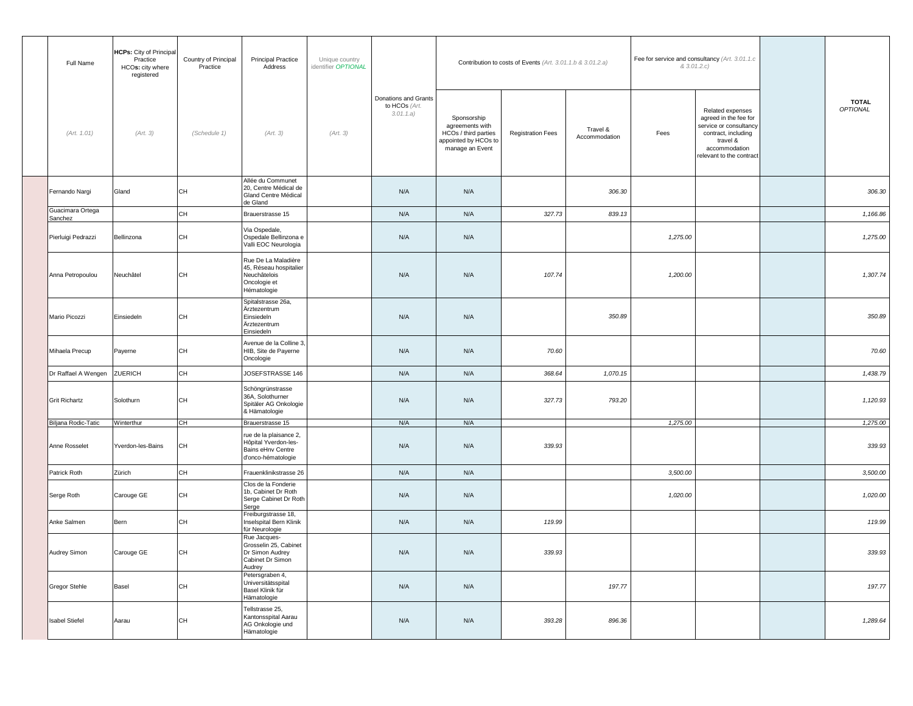| | Full Name | HCPs: City of Principal Practice HCOs: city where registered | Country of Principal Practice | Principal Practice Address | Unique country identifier *OPTIONAL* | Donations and Grants to HCOs *(Art. 3.01.1.a)* | Contribution to costs of Events *(Art. 3.01.1.b & 3.01.2.a)* | | | Fee for service and consultancy *(Art. 3.01.1.c & 3.01.2.c)* | | | **TOTAL** *OPTIONAL* |
|---|---|---|---|---|---|---|---|---|---|---|---|---|---|
| | *(Art. 1.01)* | *(Art. 3)* | *(Schedule 1)* | *(Art. 3)* | *(Art. 3)* | | Sponsorship agreements with HCOs / third parties appointed by HCOs to manage an Event | Registration Fees | Travel & Accommodation | Fees | Related expenses agreed in the fee for service or consultancy contract, including travel & accommodation relevant to the contract | | |
| | Fernando Nargi | Gland | CH | Allée du Communet 20, Centre Médical de Gland Centre Médical de Gland | | N/A | N/A | | *306.30* | | | | *306.30* |
| | Guacimara Ortega Sanchez | | CH | Brauerstrasse 15 | | N/A | N/A | *327.73* | *839.13* | | | | *1,166.86* |
| | Pierluigi Pedrazzi | Bellinzona | CH | Via Ospedale, Ospedale Bellinzona e Valli EOC Neurologia | | N/A | N/A | | | *1,275.00* | | | *1,275.00* |
| | Anna Petropoulou | Neuchâtel | CH | Rue De La Maladière 45, Réseau hospitalier Neuchâtelois Oncologie et Hématologie | | N/A | N/A | *107.74* | | *1,200.00* | | | *1,307.74* |
| | Mario Picozzi | Einsiedeln | CH | Spitalstrasse 26a, Ärztezentrum Einsiedeln Ärztezentrum Einsiedeln | | N/A | N/A | | *350.89* | | | | *350.89* |
| | Mihaela Precup | Payerne | CH | Avenue de la Colline 3, HIB, Site de Payerne Oncologie | | N/A | N/A | *70.60* | | | | | *70.60* |
| | Dr Raffael A Wengen | ZUERICH | CH | JOSEFSTRASSE 146 | | N/A | N/A | *368.64* | *1,070.15* | | | | *1,438.79* |
| | Grit Richartz | Solothurn | CH | Schöngrünstrasse 36A, Solothurner Spitäler AG Onkologie & Hämatologie | | N/A | N/A | *327.73* | *793.20* | | | | *1,120.93* |
| | Biljana Rodic-Tatic | Winterthur | CH | Brauerstrasse 15 | | N/A | N/A | | | *1,275.00* | | | *1,275.00* |
| | Anne Rosselet | Yverdon-les-Bains | CH | rue de la plaisance 2, Hôpital Yverdon-les-Bains eHnv Centre d'onco-hématologie | | N/A | N/A | *339.93* | | | | | *339.93* |
| | Patrick Roth | Zürich | CH | Frauenklinikstrasse 26 | | N/A | N/A | | | *3,500.00* | | | *3,500.00* |
| | Serge Roth | Carouge GE | CH | Clos de la Fonderie 1b, Cabinet Dr Roth Serge Cabinet Dr Roth Serge | | N/A | N/A | | | *1,020.00* | | | *1,020.00* |
| | Anke Salmen | Bern | CH | Freiburgstrasse 18, Inselspital Bern Klinik für Neurologie | | N/A | N/A | *119.99* | | | | | *119.99* |
| | Audrey Simon | Carouge GE | CH | Rue Jacques-Grosselin 25, Cabinet Dr Simon Audrey Cabinet Dr Simon Audrey | | N/A | N/A | *339.93* | | | | | *339.93* |
| | Gregor Stehle | Basel | CH | Petersgraben 4, Universitätsspital Basel Klinik für Hämatologie | | N/A | N/A | | *197.77* | | | | *197.77* |
| | Isabel Stiefel | Aarau | CH | Tellstrasse 25, Kantonsspital Aarau AG Onkologie und Hämatologie | | N/A | N/A | *393.28* | *896.36* | | | | *1,289.64* |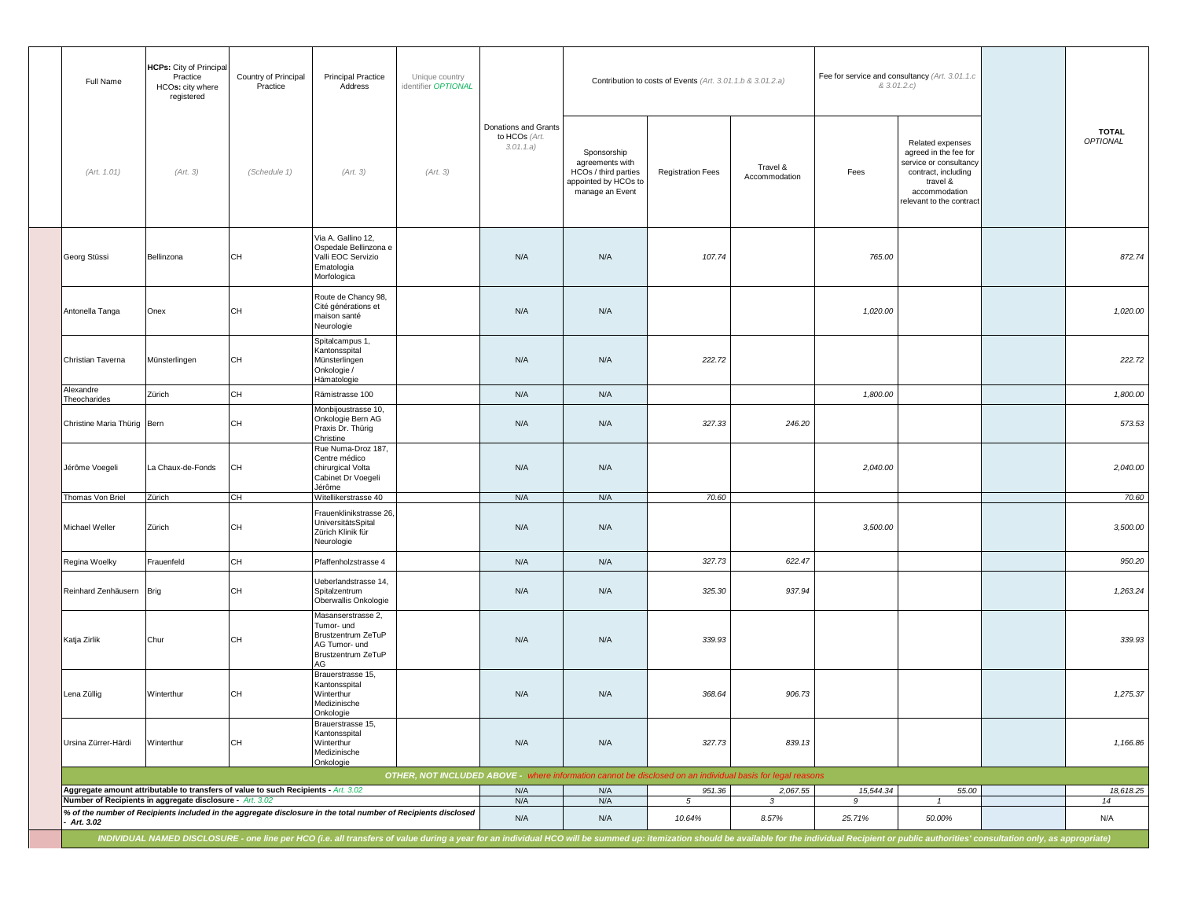| Full Name | HCPs: City of Principal Practice HCOs: city where registered | Country of Principal Practice | Principal Practice Address | Unique country identifier OPTIONAL | Donations and Grants to HCOs (Art. 3.01.1.a) | Contribution to costs of Events (Art. 3.01.1.b & 3.01.2.a) | | | Fee for service and consultancy (Art. 3.01.1.c & 3.01.2.c) | | | TOTAL OPTIONAL |
|---|---|---|---|---|---|---|---|---|---|---|---|---|
| (Art. 1.01) | (Art. 3) | (Schedule 1) | (Art. 3) | (Art. 3) | | Sponsorship agreements with HCOs / third parties appointed by HCOs to manage an Event | Registration Fees | Travel & Accommodation | Fees | Related expenses agreed in the fee for service or consultancy contract, including travel & accommodation relevant to the contract | | |
| Georg Stüssi | Bellinzona | CH | Via A. Gallino 12, Ospedale Bellinzona e Valli EOC Servizio Ematologia Morfologica | | N/A | N/A | 107.74 | | 765.00 | | | 872.74 |
| Antonella Tanga | Onex | CH | Route de Chancy 98, Cité générations et maison santé Neurologie | | N/A | N/A | | | 1,020.00 | | | 1,020.00 |
| Christian Taverna | Münsterlingen | CH | Spitalcampus 1, Kantonsspital Münsterlingen Onkologie / Hämatologie | | N/A | N/A | 222.72 | | | | | 222.72 |
| Alexandre Theocharides | Zürich | CH | Rämistrasse 100 | | N/A | N/A | | | 1,800.00 | | | 1,800.00 |
| Christine Maria Thürig | Bern | CH | Monbijoustrasse 10, Onkologie Bern AG Praxis Dr. Thürig Christine | | N/A | N/A | 327.33 | 246.20 | | | | 573.53 |
| Jérôme Voegeli | La Chaux-de-Fonds | CH | Rue Numa-Droz 187, Centre médico chirurgical Volta Cabinet Dr Voegeli Jérôme | | N/A | N/A | | | 2,040.00 | | | 2,040.00 |
| Thomas Von Briel | Zürich | CH | Witellikerstrasse 40 | | N/A | N/A | 70.60 | | | | | 70.60 |
| Michael Weller | Zürich | CH | Frauenklinikstrasse 26, UniversitätsSpital Zürich Klinik für Neurologie | | N/A | N/A | | | 3,500.00 | | | 3,500.00 |
| Regina Woelky | Frauenfeld | CH | Pfaffenholzstrasse 4 | | N/A | N/A | 327.73 | 622.47 | | | | 950.20 |
| Reinhard Zenhäusern | Brig | CH | Ueberlandstrasse 14, Spitalzentrum Oberwallis Onkologie | | N/A | N/A | 325.30 | 937.94 | | | | 1,263.24 |
| Katja Zirlik | Chur | CH | Masanserstrasse 2, Tumor- und Brustzentrum ZeTuP AG Tumor- und Brustzentrum ZeTuP AG | | N/A | N/A | 339.93 | | | | | 339.93 |
| Lena Züllig | Winterthur | CH | Brauerstrasse 15, Kantonsspital Winterthur Medizinische Onkologie | | N/A | N/A | 368.64 | 906.73 | | | | 1,275.37 |
| Ursina Zürrer-Härdi | Winterthur | CH | Brauerstrasse 15, Kantonsspital Winterthur Medizinische Onkologie | | N/A | N/A | 327.73 | 839.13 | | | | 1,166.86 |
| OTHER, NOT INCLUDED ABOVE - where information cannot be disclosed on an individual basis for legal reasons | | | | | | | | | | | | |
| Aggregate amount attributable to transfers of value to such Recipients - Art. 3.02 | | | | | N/A | N/A | 951.36 | 2,067.55 | 15,544.34 | 55.00 | | 18,618.25 |
| Number of Recipients in aggregate disclosure - Art. 3.02 | | | | | N/A | N/A | 5 | 3 | 9 | 1 | | 14 |
| % of the number of Recipients included in the aggregate disclosure in the total number of Recipients disclosed - Art. 3.02 | | | | | N/A | N/A | 10.64% | 8.57% | 25.71% | 50.00% | | N/A |

*INDIVIDUAL NAMED DISCLOSURE - one line per HCO (i.e. all transfers of value during a year for an individual HCO will be summed up: itemization should be available for the individual Recipient or public authorities' consultation only, as appropriate)*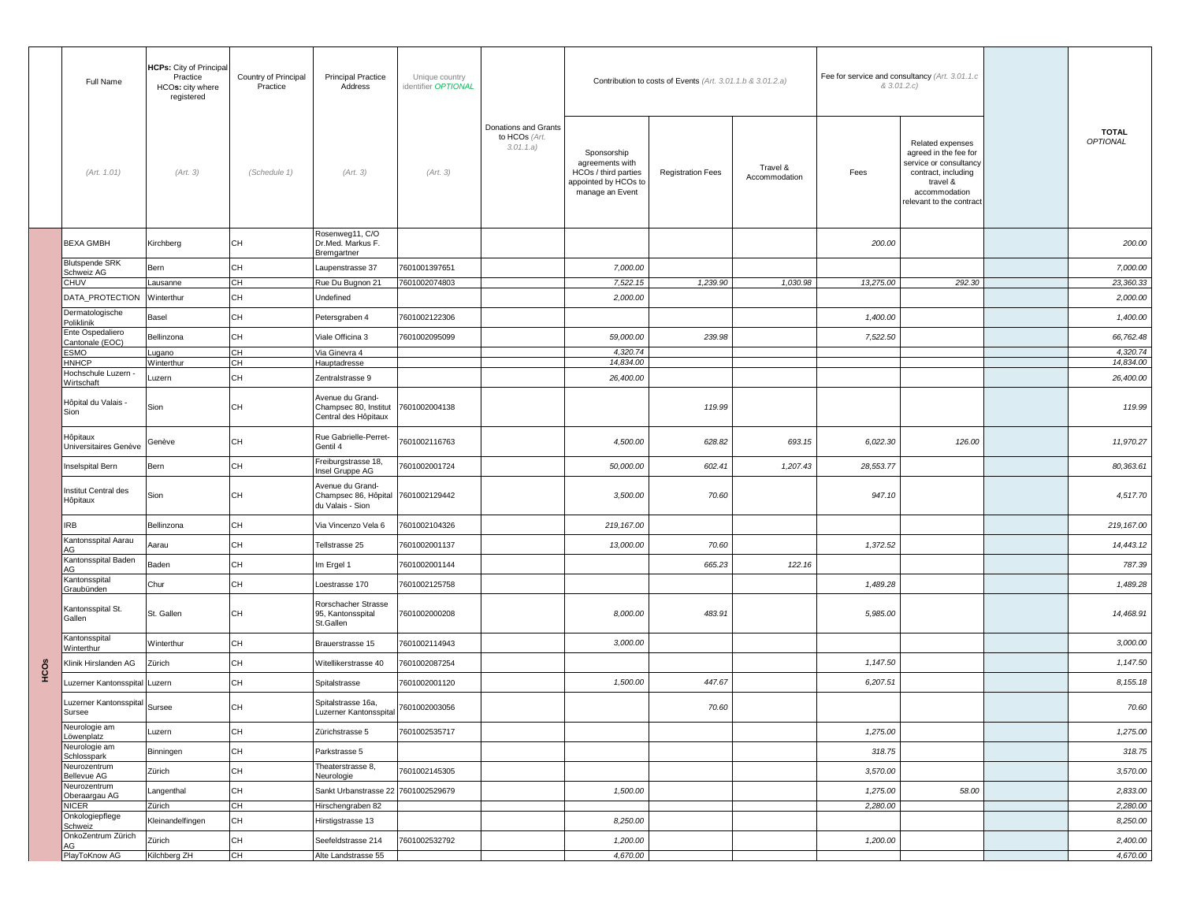| | Full Name | HCPs: City of Principal Practice HCOs: city where registered | Country of Principal Practice | Principal Practice Address | Unique country identifier *OPTIONAL* | Donations and Grants to HCOs *(Art. 3.01.1.a)* | Contribution to costs of Events *(Art. 3.01.1.b & 3.01.2.a)* | | | Fee for service and consultancy *(Art. 3.01.1.c & 3.01.2.c)* | | | **TOTAL** *OPTIONAL* |
|---|---|---|---|---|---|---|---|---|---|---|---|---|---|
| | *(Art. 1.01)* | *(Art. 3)* | *(Schedule 1)* | *(Art. 3)* | *(Art. 3)* | | Sponsorship agreements with HCOs / third parties appointed by HCOs to manage an Event | Registration Fees | Travel & Accommodation | Fees | Related expenses agreed in the fee for service or consultancy contract, including travel & accommodation relevant to the contract | | |
| HCOs | BEXA GMBH | Kirchberg | CH | Rosenweg11, C/O Dr.Med. Markus F. Bremgartner | | | | | | *200.00* | | | *200.00* |
| | Blutspende SRK Schweiz AG | Bern | CH | Laupenstrasse 37 | 7601001397651 | | *7,000.00* | | | | | | *7,000.00* |
| | CHUV | Lausanne | CH | Rue Du Bugnon 21 | 7601002074803 | | *7,522.15* | *1,239.90* | *1,030.98* | *13,275.00* | *292.30* | | *23,360.33* |
| | DATA_PROTECTION | Winterthur | CH | Undefined | | | *2,000.00* | | | | | | *2,000.00* |
| | Dermatologische Poliklinik | Basel | CH | Petersgraben 4 | 7601002122306 | | | | | *1,400.00* | | | *1,400.00* |
| | Ente Ospedaliero Cantonale (EOC) | Bellinzona | CH | Viale Officina 3 | 7601002095099 | | *59,000.00* | *239.98* | | *7,522.50* | | | *66,762.48* |
| | ESMO | Lugano | CH | Via Ginevra 4 | | | *4,320.74* | | | | | | *4,320.74* |
| | HNHCP | Winterthur | CH | Hauptadresse | | | *14,834.00* | | | | | | *14,834.00* |
| | Hochschule Luzern - Wirtschaft | Luzern | CH | Zentralstrasse 9 | | | *26,400.00* | | | | | | *26,400.00* |
| | Hôpital du Valais - Sion | Sion | CH | Avenue du Grand-Champsec 80, Institut Central des Hôpitaux | 7601002004138 | | | *119.99* | | | | | *119.99* |
| | Hôpitaux Universitaires Genève | Genève | CH | Rue Gabrielle-Perret-Gentil 4 | 7601002116763 | | *4,500.00* | *628.82* | *693.15* | *6,022.30* | *126.00* | | *11,970.27* |
| | Inselspital Bern | Bern | CH | Freiburgstrasse 18, Insel Gruppe AG | 7601002001724 | | *50,000.00* | *602.41* | *1,207.43* | *28,553.77* | | | *80,363.61* |
| | Institut Central des Hôpitaux | Sion | CH | Avenue du Grand-Champsec 86, Hôpital du Valais - Sion | 7601002129442 | | *3,500.00* | *70.60* | | *947.10* | | | *4,517.70* |
| | IRB | Bellinzona | CH | Via Vincenzo Vela 6 | 7601002104326 | | *219,167.00* | | | | | | *219,167.00* |
| | Kantonsspital Aarau AG | Aarau | CH | Tellstrasse 25 | 7601002001137 | | *13,000.00* | *70.60* | | *1,372.52* | | | *14,443.12* |
| | Kantonsspital Baden AG | Baden | CH | Im Ergel 1 | 7601002001144 | | | *665.23* | *122.16* | | | | *787.39* |
| | Kantonsspital Graubünden | Chur | CH | Loestrasse 170 | 7601002125758 | | | | | *1,489.28* | | | *1,489.28* |
| | Kantonsspital St. Gallen | St. Gallen | CH | Rorschacher Strasse 95, Kantonsspital St.Gallen | 7601002000208 | | *8,000.00* | *483.91* | | *5,985.00* | | | *14,468.91* |
| | Kantonsspital Winterthur | Winterthur | CH | Brauerstrasse 15 | 7601002114943 | | *3,000.00* | | | | | | *3,000.00* |
| | Klinik Hirslanden AG | Zürich | CH | Witellikerstrasse 40 | 7601002087254 | | | | | *1,147.50* | | | *1,147.50* |
| | Luzerner Kantonsspital | Luzern | CH | Spitalstrasse | 7601002001120 | | *1,500.00* | *447.67* | | *6,207.51* | | | *8,155.18* |
| | Luzerner Kantonsspital Sursee | Sursee | CH | Spitalstrasse 16a, Luzerner Kantonsspital | 7601002003056 | | | *70.60* | | | | | *70.60* |
| | Neurologie am Löwenplatz | Luzern | CH | Zürichstrasse 5 | 7601002535717 | | | | | *1,275.00* | | | *1,275.00* |
| | Neurologie am Schlosspark | Binningen | CH | Parkstrasse 5 | | | | | | *318.75* | | | *318.75* |
| | Neurozentrum Bellevue AG | Zürich | CH | Theaterstrasse 8, Neurologie | 7601002145305 | | | | | *3,570.00* | | | *3,570.00* |
| | Neurozentrum Oberaargau AG | Langenthal | CH | Sankt Urbanstrasse 22 | 7601002529679 | | *1,500.00* | | | *1,275.00* | *58.00* | | *2,833.00* |
| | NICER | Zürich | CH | Hirschengraben 82 | | | | | | *2,280.00* | | | *2,280.00* |
| | Onkologiepflege Schweiz | Kleinandelfingen | CH | Hirstigstrasse 13 | | | *8,250.00* | | | | | | *8,250.00* |
| | OnkoZentrum Zürich AG | Zürich | CH | Seefeldstrasse 214 | 7601002532792 | | *1,200.00* | | | *1,200.00* | | | *2,400.00* |
| | PlayToKnow AG | Kilchberg ZH | CH | Alte Landstrasse 55 | | | *4,670.00* | | | | | | *4,670.00* |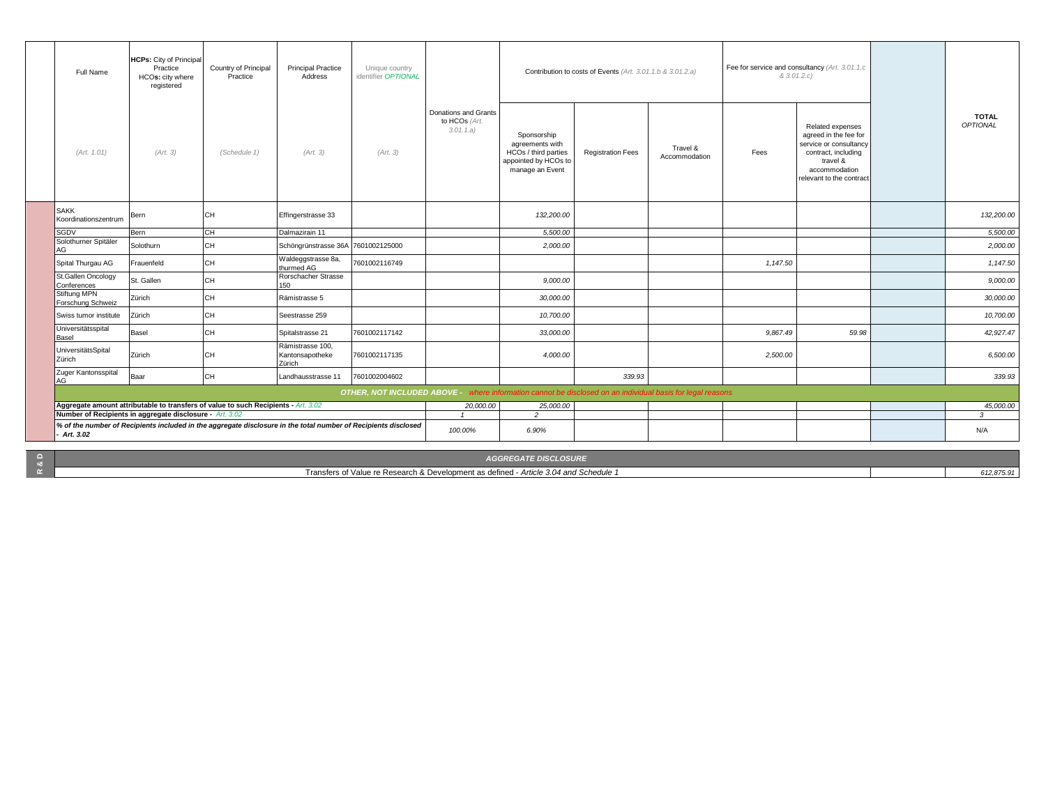| | Full Name | HCPs: City of Principal Practice HCOs: city where registered | Country of Principal Practice | Principal Practice Address | Unique country identifier *OPTIONAL* | | Contribution to costs of Events *(Art. 3.01.1.b & 3.01.2.a)* | | | Fee for service and consultancy *(Art. 3.01.1.c & 3.01.2.c)* | | | |
|---|---|---|---|---|---|---|---|---|---|---|---|---|---|
| | *(Art. 1.01)* | *(Art. 3)* | *(Schedule 1)* | *(Art. 3)* | *(Art. 3)* | Donations and Grants to HCOs *(Art. 3.01.1.a)* | Sponsorship agreements with HCOs / third parties appointed by HCOs to manage an Event | Registration Fees | Travel & Accommodation | Fees | Related expenses agreed in the fee for service or consultancy contract, including travel & accommodation relevant to the contract | | **TOTAL** *OPTIONAL* |
| | SAKK Koordinationszentrum | Bern | CH | Effingerstrasse 33 | | | *132,200.00* | | | | | | *132,200.00* |
| | SGDV | Bern | CH | Dalmazirain 11 | | | *5,500.00* | | | | | | *5,500.00* |
| | Solothurner Spitäler AG | Solothurn | CH | Schöngrünstrasse 36A | 7601002125000 | | *2,000.00* | | | | | | *2,000.00* |
| | Spital Thurgau AG | Frauenfeld | CH | Waldeggstrasse 8a, thurmed AG | 7601002116749 | | | | | *1,147.50* | | | *1,147.50* |
| | St.Gallen Oncology Conferences | St. Gallen | CH | Rorschacher Strasse 150 | | | *9,000.00* | | | | | | *9,000.00* |
| | Stiftung MPN Forschung Schweiz | Zürich | CH | Rämistrasse 5 | | | *30,000.00* | | | | | | *30,000.00* |
| | Swiss tumor institute | Zürich | CH | Seestrasse 259 | | | *10,700.00* | | | | | | *10,700.00* |
| | Universitätsspital Basel | Basel | CH | Spitalstrasse 21 | 7601002117142 | | *33,000.00* | | | *9,867.49* | *59.98* | | *42,927.47* |
| | UniversitätsSpital Zürich | Zürich | CH | Rämistrasse 100, Kantonsapotheke Zürich | 7601002117135 | | *4,000.00* | | | *2,500.00* | | | *6,500.00* |
| | Zuger Kantonsspital AG | Baar | CH | Landhausstrasse 11 | 7601002004602 | | | *339.93* | | | | | *339.93* |
| | ***OTHER, NOT INCLUDED ABOVE** - where information cannot be disclosed on an individual basis for legal reasons* | | | | | | | | | | | | |
| | **Aggregate amount attributable to transfers of value to such Recipients** - *Art. 3.02* | | | | | *20,000.00* | *25,000.00* | | | | | | *45,000.00* |
| | **Number of Recipients in aggregate disclosure** - *Art. 3.02* | | | | | *1* | *2* | | | | | | *3* |
| | ***% of the number of Recipients included in the aggregate disclosure in the total number of Recipients disclosed - Art. 3.02*** | | | | | *100.00%* | *6.90%* | | | | | | N/A |

| R & D | ***AGGREGATE DISCLOSURE*** | | |
|---|---|---|---|
| | Transfers of Value re Research & Development as defined - *Article 3.04 and Schedule 1* | | *612,875.91* |